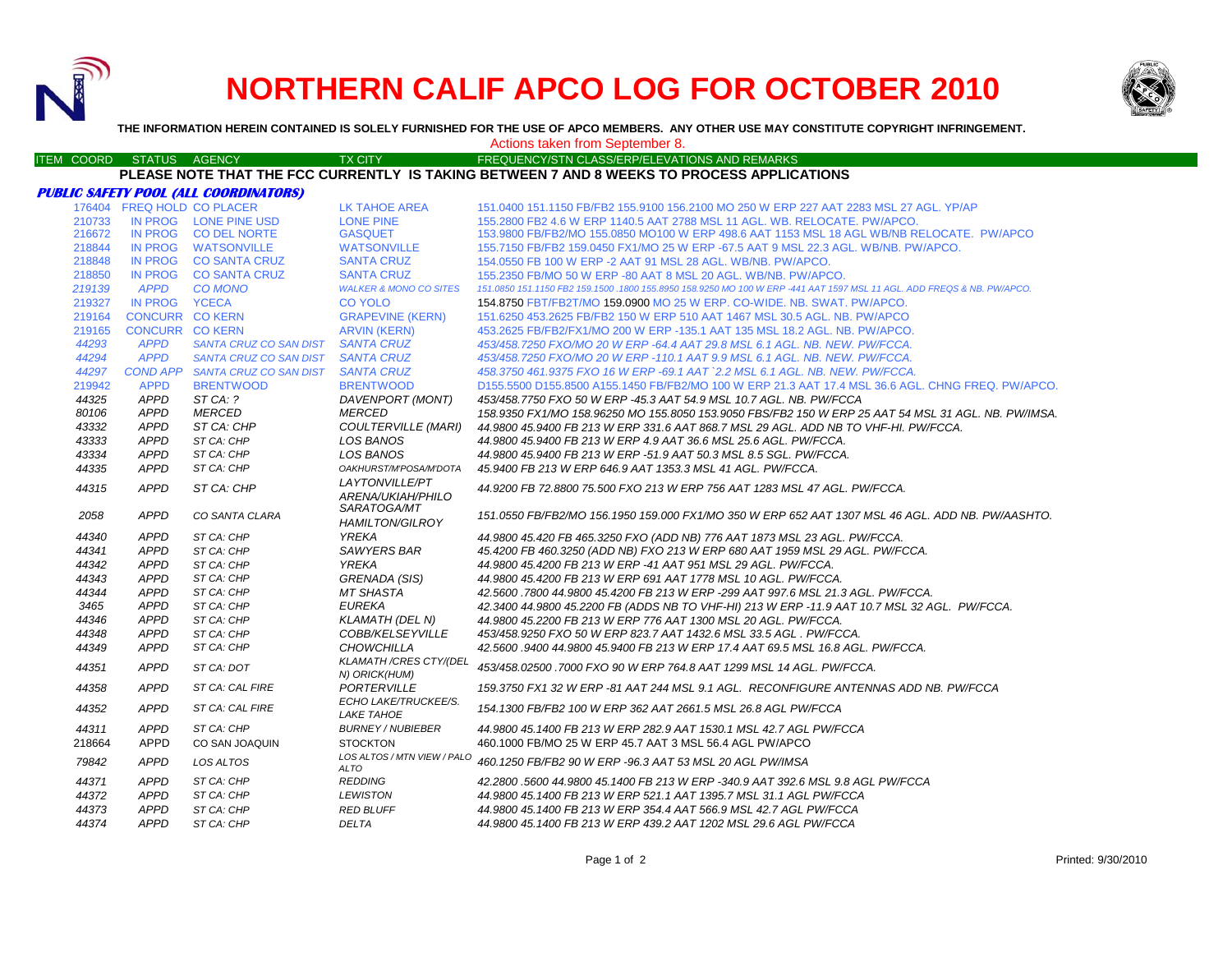# NORTHERN CALIF APCO LOG FOR OCTOBER 2010

**THE INFORMATION HEREIN CONTAINED IS SOLELY FURNISHED FOR THE USE OF APCO MEMBERS. ANY OTHER USE MAY CONSTITUTE COPYRIGHT INFRINGEMENT.**

Actions taken from September 8.

**PLEASE NOTE THAT THE FCC CURRENTLY IS TAKING BETWEEN 7 AND 8 WEEKS TO PROCESS APPLICATIONS**

***PUBLIC SAFETY POOL (ALL COORDINATORS)***

| ITEM COORD | STATUS | AGENCY | TX CITY | FREQUENCY/STN CLASS/ERP/ELEVATIONS AND REMARKS |
|---|---|---|---|---|
| 176404 | FREQ HOLD | CO PLACER | LK TAHOE AREA | 151.0400 151.1150 FB/FB2 155.9100 156.2100 MO 250 W ERP 227 AAT 2283 MSL 27 AGL. YP/AP |
| 210733 | IN PROG | LONE PINE USD | LONE PINE | 155.2800 FB2 4.6 W ERP 1140.5 AAT 2788 MSL 11 AGL. WB. RELOCATE. PW/APCO. |
| 216672 | IN PROG | CO DEL NORTE | GASQUET | 153.9800 FB/FB2/MO 155.0850 MO100 W ERP 498.6 AAT 1153 MSL 18 AGL WB/NB RELOCATE. PW/APCO |
| 218844 | IN PROG | WATSONVILLE | WATSONVILLE | 155.7150 FB/FB2 159.0450 FX1/MO 25 W ERP -67.5 AAT 9 MSL 22.3 AGL. WB/NB. PW/APCO. |
| 218848 | IN PROG | CO SANTA CRUZ | SANTA CRUZ | 154.0550 FB 100 W ERP -2 AAT 91 MSL 28 AGL. WB/NB. PW/APCO. |
| 218850 | IN PROG | CO SANTA CRUZ | SANTA CRUZ | 155.2350 FB/MO 50 W ERP -80 AAT 8 MSL 20 AGL. WB/NB. PW/APCO. |
| *219139* | *APPD* | *CO MONO* | *WALKER & MONO CO SITES* | *151.0850 151.1150 FB2 159.1500 .1800 155.8950 158.9250 MO 100 W ERP -441 AAT 1597 MSL 11 AGL. ADD FREQS & NB. PW/APCO.* |
| 219327 | IN PROG | YCECA | CO YOLO | 154.8750 FBT/FB2T/MO 159.0900 MO 25 W ERP. CO-WIDE. NB. SWAT. PW/APCO. |
| 219164 | CONCURR | CO KERN | GRAPEVINE (KERN) | 151.6250 453.2625 FB/FB2 150 W ERP 510 AAT 1467 MSL 30.5 AGL. NB. PW/APCO |
| 219165 | CONCURR | CO KERN | ARVIN (KERN) | 453.2625 FB/FB2/FX1/MO 200 W ERP -135.1 AAT 135 MSL 18.2 AGL. NB. PW/APCO. |
| *44293* | *APPD* | *SANTA CRUZ CO SAN DIST* | *SANTA CRUZ* | *453/458.7250 FXO/MO 20 W ERP -64.4 AAT 29.8 MSL 6.1 AGL. NB. NEW. PW/FCCA.* |
| *44294* | *APPD* | *SANTA CRUZ CO SAN DIST* | *SANTA CRUZ* | *453/458.7250 FXO/MO 20 W ERP -110.1 AAT 9.9 MSL 6.1 AGL. NB. NEW. PW/FCCA.* |
| *44297* | *COND APP* | *SANTA CRUZ CO SAN DIST* | *SANTA CRUZ* | *458.3750 461.9375 FXO 16 W ERP -69.1 AAT `2.2 MSL 6.1 AGL. NB. NEW. PW/FCCA.* |
| 219942 | APPD | BRENTWOOD | BRENTWOOD | D155.5500 D155.8500 A155.1450 FB/FB2/MO 100 W ERP 21.3 AAT 17.4 MSL 36.6 AGL. CHNG FREQ. PW/APCO. |
| *44325* | *APPD* | *ST CA: ?* | *DAVENPORT (MONT)* | *453/458.7750 FXO 50 W ERP -45.3 AAT 54.9 MSL 10.7 AGL. NB. PW/FCCA* |
| *80106* | *APPD* | *MERCED* | *MERCED* | *158.9350 FX1/MO 158.96250 MO 155.8050 153.9050 FBS/FB2 150 W ERP 25 AAT 54 MSL 31 AGL. NB. PW/IMSA.* |
| *43332* | *APPD* | *ST CA: CHP* | *COULTERVILLE (MARI)* | *44.9800 45.9400 FB 213 W ERP 331.6 AAT 868.7 MSL 29 AGL. ADD NB TO VHF-HI. PW/FCCA.* |
| *43333* | *APPD* | *ST CA: CHP* | *LOS BANOS* | *44.9800 45.9400 FB 213 W ERP 4.9 AAT 36.6 MSL 25.6 AGL. PW/FCCA.* |
| *43334* | *APPD* | *ST CA: CHP* | *LOS BANOS* | *44.9800 45.9400 FB 213 W ERP -51.9 AAT 50.3 MSL 8.5 SGL. PW/FCCA.* |
| *44335* | *APPD* | *ST CA: CHP* | *OAKHURST/M'POSA/M'DOTA* | *45.9400 FB 213 W ERP 646.9 AAT 1353.3 MSL 41 AGL. PW/FCCA.* |
| *44315* | *APPD* | *ST CA: CHP* | *LAYTONVILLE/PT ARENA/UKIAH/PHILO* | *44.9200 FB 72.8800 75.500 FXO 213 W ERP 756 AAT 1283 MSL 47 AGL. PW/FCCA.* |
| *2058* | *APPD* | *CO SANTA CLARA* | *SARATOGA/MT HAMILTON/GILROY* | *151.0550 FB/FB2/MO 156.1950 159.000 FX1/MO 350 W ERP 652 AAT 1307 MSL 46 AGL. ADD NB. PW/AASHTO.* |
| *44340* | *APPD* | *ST CA: CHP* | *YREKA* | *44.9800 45.420 FB 465.3250 FXO (ADD NB) 776 AAT 1873 MSL 23 AGL. PW/FCCA.* |
| *44341* | *APPD* | *ST CA: CHP* | *SAWYERS BAR* | *45.4200 FB 460.3250 (ADD NB) FXO 213 W ERP 680 AAT 1959 MSL 29 AGL. PW/FCCA.* |
| *44342* | *APPD* | *ST CA: CHP* | *YREKA* | *44.9800 45.4200 FB 213 W ERP -41 AAT 951 MSL 29 AGL. PW/FCCA.* |
| *44343* | *APPD* | *ST CA: CHP* | *GRENADA (SIS)* | *44.9800 45.4200 FB 213 W ERP 691 AAT 1778 MSL 10 AGL. PW/FCCA.* |
| *44344* | *APPD* | *ST CA: CHP* | *MT SHASTA* | *42.5600 .7800 44.9800 45.4200 FB 213 W ERP -299 AAT 997.6 MSL 21.3 AGL. PW/FCCA.* |
| *3465* | *APPD* | *ST CA: CHP* | *EUREKA* | *42.3400 44.9800 45.2200 FB (ADDS NB TO VHF-HI) 213 W ERP -11.9 AAT 10.7 MSL 32 AGL. PW/FCCA.* |
| *44346* | *APPD* | *ST CA: CHP* | *KLAMATH (DEL N)* | *44.9800 45.2200 FB 213 W ERP 776 AAT 1300 MSL 20 AGL. PW/FCCA.* |
| *44348* | *APPD* | *ST CA: CHP* | *COBB/KELSEYVILLE* | *453/458.9250 FXO 50 W ERP 823.7 AAT 1432.6 MSL 33.5 AGL . PW/FCCA.* |
| *44349* | *APPD* | *ST CA: CHP* | *CHOWCHILLA* | *42.5600 .9400 44.9800 45.9400 FB 213 W ERP 17.4 AAT 69.5 MSL 16.8 AGL. PW/FCCA.* |
| *44351* | *APPD* | *ST CA: DOT* | *KLAMATH /CRES CTY/(DEL N) ORICK(HUM)* | *453/458.02500 .7000 FXO 90 W ERP 764.8 AAT 1299 MSL 14 AGL. PW/FCCA.* |
| *44358* | *APPD* | *ST CA: CAL FIRE* | *PORTERVILLE* | *159.3750 FX1 32 W ERP -81 AAT 244 MSL 9.1 AGL. RECONFIGURE ANTENNAS ADD NB. PW/FCCA* |
| *44352* | *APPD* | *ST CA: CAL FIRE* | *ECHO LAKE/TRUCKEE/S. LAKE TAHOE* | *154.1300 FB/FB2 100 W ERP 362 AAT 2661.5 MSL 26.8 AGL PW/FCCA* |
| *44311* | *APPD* | *ST CA: CHP* | *BURNEY / NUBIEBER* | *44.9800 45.1400 FB 213 W ERP 282.9 AAT 1530.1 MSL 42.7 AGL PW/FCCA* |
| 218664 | APPD | CO SAN JOAQUIN | STOCKTON | 460.1000 FB/MO 25 W ERP 45.7 AAT 3 MSL 56.4 AGL PW/APCO |
| *79842* | *APPD* | *LOS ALTOS* | *LOS ALTOS / MTN VIEW / PALO ALTO* | *460.1250 FB/FB2 90 W ERP -96.3 AAT 53 MSL 20 AGL PW/IMSA* |
| *44371* | *APPD* | *ST CA: CHP* | *REDDING* | *42.2800 .5600 44.9800 45.1400 FB 213 W ERP -340.9 AAT 392.6 MSL 9.8 AGL PW/FCCA* |
| *44372* | *APPD* | *ST CA: CHP* | *LEWISTON* | *44.9800 45.1400 FB 213 W ERP 521.1 AAT 1395.7 MSL 31.1 AGL PW/FCCA* |
| *44373* | *APPD* | *ST CA: CHP* | *RED BLUFF* | *44.9800 45.1400 FB 213 W ERP 354.4 AAT 566.9 MSL 42.7 AGL PW/FCCA* |
| *44374* | *APPD* | *ST CA: CHP* | *DELTA* | *44.9800 45.1400 FB 213 W ERP 439.2 AAT 1202 MSL 29.6 AGL PW/FCCA* |

Printed: 9/30/2010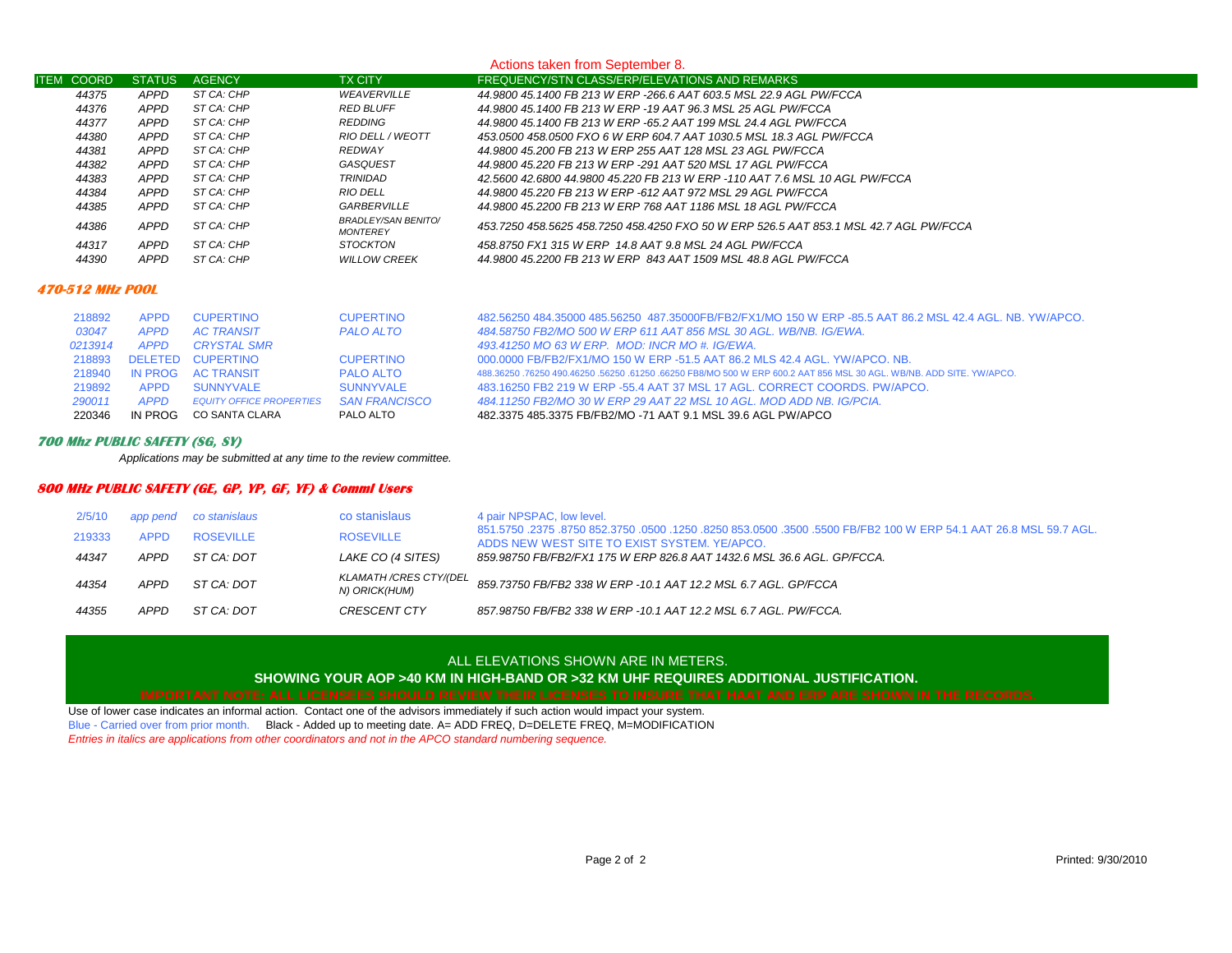Actions taken from September 8.

| ITEM COORD | STATUS | AGENCY | TX CITY | FREQUENCY/STN CLASS/ERP/ELEVATIONS AND REMARKS |
|---|---|---|---|---|
| *44375* | *APPD* | *ST CA: CHP* | *WEAVERVILLE* | *44.9800 45.1400 FB 213 W ERP -266.6 AAT 603.5 MSL 22.9 AGL PW/FCCA* |
| *44376* | *APPD* | *ST CA: CHP* | *RED BLUFF* | *44.9800 45.1400 FB 213 W ERP -19 AAT 96.3 MSL 25 AGL PW/FCCA* |
| *44377* | *APPD* | *ST CA: CHP* | *REDDING* | *44.9800 45.1400 FB 213 W ERP -65.2 AAT 199 MSL 24.4 AGL PW/FCCA* |
| *44380* | *APPD* | *ST CA: CHP* | *RIO DELL / WEOTT* | *453.0500 458.0500 FXO 6 W ERP 604.7 AAT 1030.5 MSL 18.3 AGL PW/FCCA* |
| *44381* | *APPD* | *ST CA: CHP* | *REDWAY* | *44.9800 45.200 FB 213 W ERP 255 AAT 128 MSL 23 AGL PW/FCCA* |
| *44382* | *APPD* | *ST CA: CHP* | *GASQUEST* | *44.9800 45.220 FB 213 W ERP -291 AAT 520 MSL 17 AGL PW/FCCA* |
| *44383* | *APPD* | *ST CA: CHP* | *TRINIDAD* | *42.5600 42.6800 44.9800 45.220 FB 213 W ERP -110 AAT 7.6 MSL 10 AGL PW/FCCA* |
| *44384* | *APPD* | *ST CA: CHP* | *RIO DELL* | *44.9800 45.220 FB 213 W ERP -612 AAT 972 MSL 29 AGL PW/FCCA* |
| *44385* | *APPD* | *ST CA: CHP* | *GARBERVILLE* | *44.9800 45.2200 FB 213 W ERP 768 AAT 1186 MSL 18 AGL PW/FCCA* |
| *44386* | *APPD* | *ST CA: CHP* | *BRADLEY/SAN BENITO/ MONTEREY* | *453.7250 458.5625 458.7250 458.4250 FXO 50 W ERP 526.5 AAT 853.1 MSL 42.7 AGL PW/FCCA* |
| *44317* | *APPD* | *ST CA: CHP* | *STOCKTON* | *458.8750 FX1 315 W ERP 14.8 AAT 9.8 MSL 24 AGL PW/FCCA* |
| *44390* | *APPD* | *ST CA: CHP* | *WILLOW CREEK* | *44.9800 45.2200 FB 213 W ERP 843 AAT 1509 MSL 48.8 AGL PW/FCCA* |

## *470-512 MHz POOL*

| | | | | |
|---|---|---|---|---|
| 218892 | APPD | CUPERTINO | CUPERTINO | 482.56250 484.35000 485.56250 487.35000FB/FB2/FX1/MO 150 W ERP -85.5 AAT 86.2 MSL 42.4 AGL. NB. YW/APCO. |
| *03047* | *APPD* | *AC TRANSIT* | *PALO ALTO* | *484.58750 FB2/MO 500 W ERP 611 AAT 856 MSL 30 AGL. WB/NB. IG/EWA.* |
| *0213914* | *APPD* | *CRYSTAL SMR* | | *493.41250 MO 63 W ERP. MOD: INCR MO #. IG/EWA.* |
| 218893 | DELETED | CUPERTINO | CUPERTINO | 000.0000 FB/FB2/FX1/MO 150 W ERP -51.5 AAT 86.2 MLS 42.4 AGL. YW/APCO. NB. |
| 218940 | IN PROG | AC TRANSIT | PALO ALTO | 488.36250 .76250 490.46250 .56250 .61250 .66250 FB8/MO 500 W ERP 600.2 AAT 856 MSL 30 AGL. WB/NB. ADD SITE. YW/APCO. |
| 219892 | APPD | SUNNYVALE | SUNNYVALE | 483.16250 FB2 219 W ERP -55.4 AAT 37 MSL 17 AGL. CORRECT COORDS. PW/APCO. |
| *290011* | *APPD* | *EQUITY OFFICE PROPERTIES* | *SAN FRANCISCO* | *484.11250 FB2/MO 30 W ERP 29 AAT 22 MSL 10 AGL. MOD ADD NB. IG/PCIA.* |
| 220346 | IN PROG | CO SANTA CLARA | PALO ALTO | 482.3375 485.3375 FB/FB2/MO -71 AAT 9.1 MSL 39.6 AGL PW/APCO |

## *700 Mhz PUBLIC SAFETY (SG, SY)*

*Applications may be submitted at any time to the review committee.*

## *800 MHz PUBLIC SAFETY (GE, GP, YP, GF, YF) & Comml Users*

| | | | | |
|---|---|---|---|---|
| 2/5/10 | app pend | co stanislaus | co stanislaus | 4 pair NPSPAC, low level. |
| 219333 | APPD | ROSEVILLE | ROSEVILLE | 851.5750 .2375 .8750 852.3750 .0500 .1250 .8250 853.0500 .3500 .5500 FB/FB2 100 W ERP 54.1 AAT 26.8 MSL 59.7 AGL. ADDS NEW WEST SITE TO EXIST SYSTEM. YE/APCO. |
| *44347* | *APPD* | *ST CA: DOT* | *LAKE CO (4 SITES)* | *859.98750 FB/FB2/FX1 175 W ERP 826.8 AAT 1432.6 MSL 36.6 AGL. GP/FCCA.* |
| *44354* | *APPD* | *ST CA: DOT* | *KLAMATH /CRES CTY/(DEL N) ORICK(HUM)* | *859.73750 FB/FB2 338 W ERP -10.1 AAT 12.2 MSL 6.7 AGL. GP/FCCA* |
| *44355* | *APPD* | *ST CA: DOT* | *CRESCENT CTY* | *857.98750 FB/FB2 338 W ERP -10.1 AAT 12.2 MSL 6.7 AGL. PW/FCCA.* |

ALL ELEVATIONS SHOWN ARE IN METERS.

**SHOWING YOUR AOP >40 KM IN HIGH-BAND OR >32 KM UHF REQUIRES ADDITIONAL JUSTIFICATION.**

**IMPORTANT NOTE: ALL LICENSEES SHOULD REVIEW THEIR LICENSES TO INSURE THAT HAAT AND ERP ARE SHOWN IN THE RECORDS.**

Use of lower case indicates an informal action. Contact one of the advisors immediately if such action would impact your system.

Blue - Carried over from prior month. Black - Added up to meeting date. A= ADD FREQ, D=DELETE FREQ, M=MODIFICATION

*Entries in italics are applications from other coordinators and not in the APCO standard numbering sequence.*

Printed: 9/30/2010